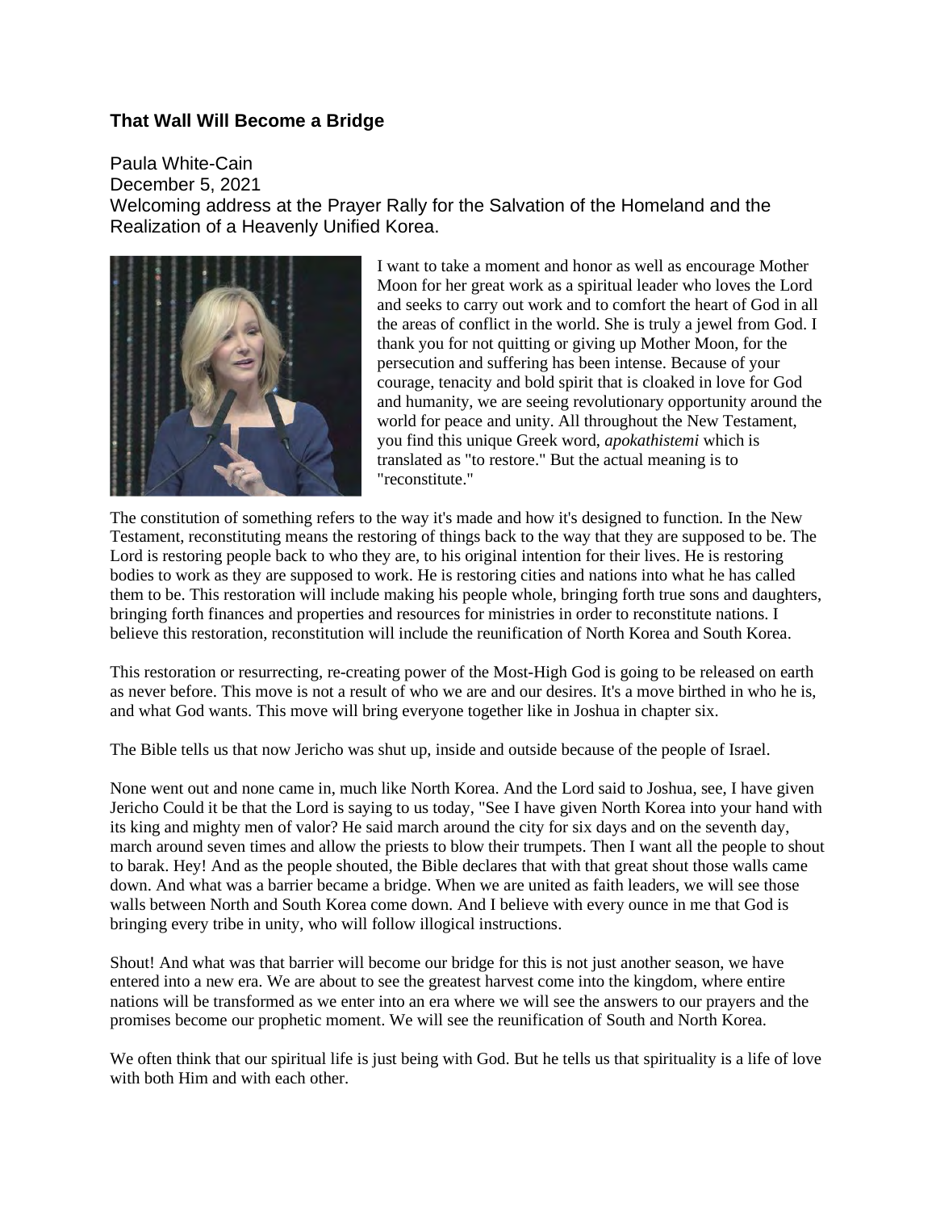## That Wall Will Become a Bridge

Paula White-Cain
December 5, 2021
Welcoming address at the Prayer Rally for the Salvation of the Homeland and the Realization of a Heavenly Unified Korea.

I want to take a moment and honor as well as encourage Mother Moon for her great work as a spiritual leader who loves the Lord and seeks to carry out work and to comfort the heart of God in all the areas of conflict in the world. She is truly a jewel from God. I thank you for not quitting or giving up Mother Moon, for the persecution and suffering has been intense. Because of your courage, tenacity and bold spirit that is cloaked in love for God and humanity, we are seeing revolutionary opportunity around the world for peace and unity. All throughout the New Testament, you find this unique Greek word, *apokathistemi* which is translated as "to restore." But the actual meaning is to "reconstitute."

The constitution of something refers to the way it's made and how it's designed to function. In the New Testament, reconstituting means the restoring of things back to the way that they are supposed to be. The Lord is restoring people back to who they are, to his original intention for their lives. He is restoring bodies to work as they are supposed to work. He is restoring cities and nations into what he has called them to be. This restoration will include making his people whole, bringing forth true sons and daughters, bringing forth finances and properties and resources for ministries in order to reconstitute nations. I believe this restoration, reconstitution will include the reunification of North Korea and South Korea.

This restoration or resurrecting, re-creating power of the Most-High God is going to be released on earth as never before. This move is not a result of who we are and our desires. It's a move birthed in who he is, and what God wants. This move will bring everyone together like in Joshua in chapter six.

The Bible tells us that now Jericho was shut up, inside and outside because of the people of Israel.

None went out and none came in, much like North Korea. And the Lord said to Joshua, see, I have given Jericho Could it be that the Lord is saying to us today, "See I have given North Korea into your hand with its king and mighty men of valor? He said march around the city for six days and on the seventh day, march around seven times and allow the priests to blow their trumpets. Then I want all the people to shout to barak. Hey! And as the people shouted, the Bible declares that with that great shout those walls came down. And what was a barrier became a bridge. When we are united as faith leaders, we will see those walls between North and South Korea come down. And I believe with every ounce in me that God is bringing every tribe in unity, who will follow illogical instructions.

Shout! And what was that barrier will become our bridge for this is not just another season, we have entered into a new era. We are about to see the greatest harvest come into the kingdom, where entire nations will be transformed as we enter into an era where we will see the answers to our prayers and the promises become our prophetic moment. We will see the reunification of South and North Korea.

We often think that our spiritual life is just being with God. But he tells us that spirituality is a life of love with both Him and with each other.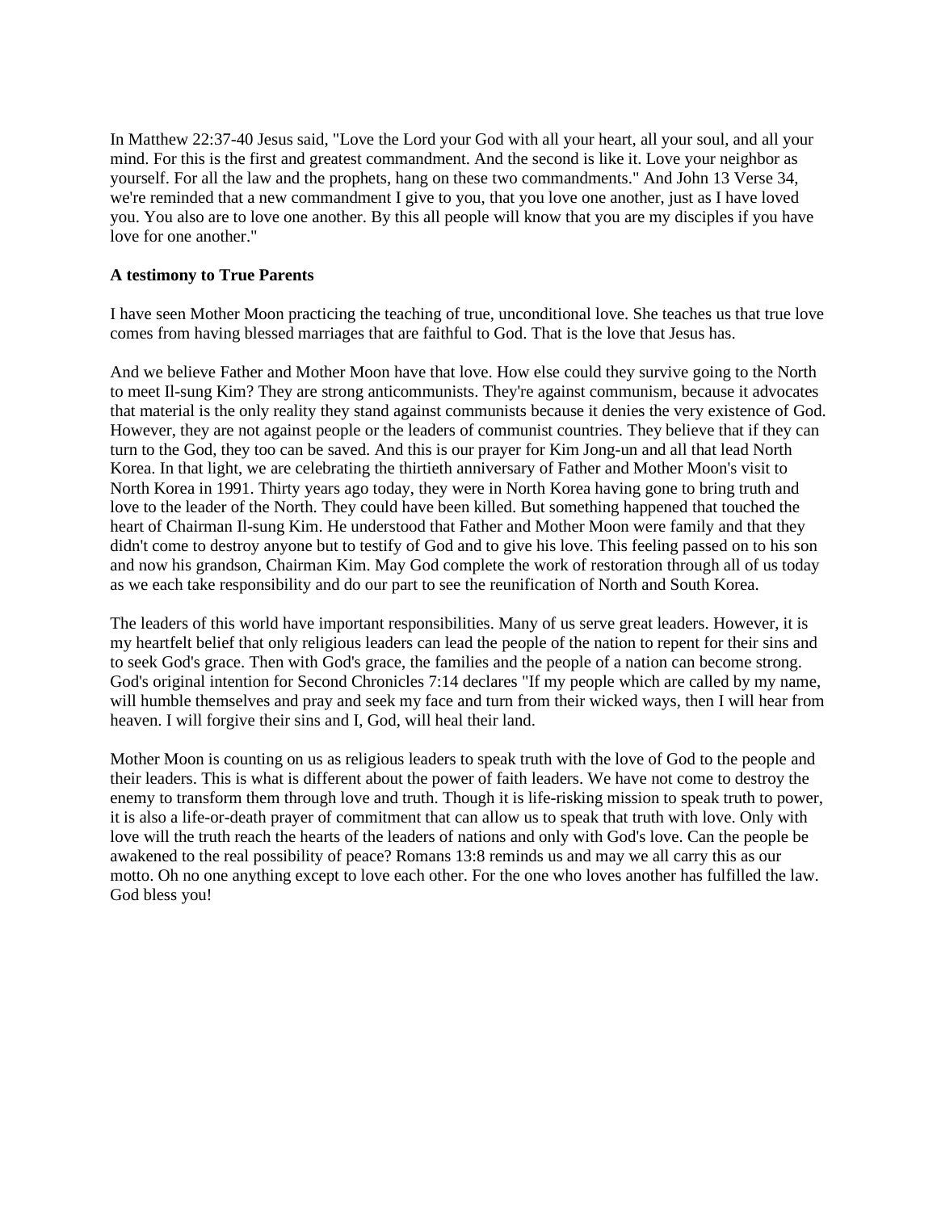In Matthew 22:37-40 Jesus said, "Love the Lord your God with all your heart, all your soul, and all your mind. For this is the first and greatest commandment. And the second is like it. Love your neighbor as yourself. For all the law and the prophets, hang on these two commandments." And John 13 Verse 34, we're reminded that a new commandment I give to you, that you love one another, just as I have loved you. You also are to love one another. By this all people will know that you are my disciples if you have love for one another."

**A testimony to True Parents**

I have seen Mother Moon practicing the teaching of true, unconditional love. She teaches us that true love comes from having blessed marriages that are faithful to God. That is the love that Jesus has.

And we believe Father and Mother Moon have that love. How else could they survive going to the North to meet Il-sung Kim? They are strong anticommunists. They're against communism, because it advocates that material is the only reality they stand against communists because it denies the very existence of God. However, they are not against people or the leaders of communist countries. They believe that if they can turn to the God, they too can be saved. And this is our prayer for Kim Jong-un and all that lead North Korea. In that light, we are celebrating the thirtieth anniversary of Father and Mother Moon's visit to North Korea in 1991. Thirty years ago today, they were in North Korea having gone to bring truth and love to the leader of the North. They could have been killed. But something happened that touched the heart of Chairman Il-sung Kim. He understood that Father and Mother Moon were family and that they didn't come to destroy anyone but to testify of God and to give his love. This feeling passed on to his son and now his grandson, Chairman Kim. May God complete the work of restoration through all of us today as we each take responsibility and do our part to see the reunification of North and South Korea.

The leaders of this world have important responsibilities. Many of us serve great leaders. However, it is my heartfelt belief that only religious leaders can lead the people of the nation to repent for their sins and to seek God's grace. Then with God's grace, the families and the people of a nation can become strong. God's original intention for Second Chronicles 7:14 declares "If my people which are called by my name, will humble themselves and pray and seek my face and turn from their wicked ways, then I will hear from heaven. I will forgive their sins and I, God, will heal their land.

Mother Moon is counting on us as religious leaders to speak truth with the love of God to the people and their leaders. This is what is different about the power of faith leaders. We have not come to destroy the enemy to transform them through love and truth. Though it is life-risking mission to speak truth to power, it is also a life-or-death prayer of commitment that can allow us to speak that truth with love. Only with love will the truth reach the hearts of the leaders of nations and only with God's love. Can the people be awakened to the real possibility of peace? Romans 13:8 reminds us and may we all carry this as our motto. Oh no one anything except to love each other. For the one who loves another has fulfilled the law. God bless you!